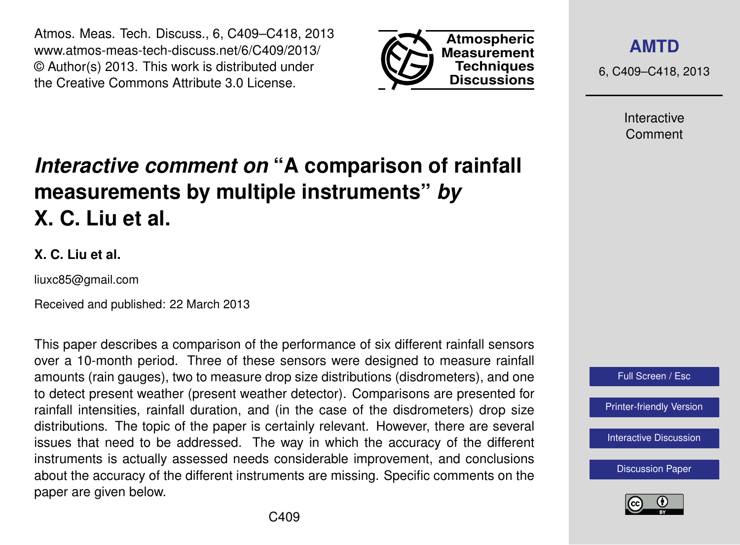# *Interactive comment on* "A comparison of rainfall measurements by multiple instruments" *by* X. C. Liu et al.

**X. C. Liu et al.**

liuxc85@gmail.com

Received and published: 22 March 2013

This paper describes a comparison of the performance of six different rainfall sensors over a 10-month period. Three of these sensors were designed to measure rainfall amounts (rain gauges), two to measure drop size distributions (disdrometers), and one to detect present weather (present weather detector). Comparisons are presented for rainfall intensities, rainfall duration, and (in the case of the disdrometers) drop size distributions. The topic of the paper is certainly relevant. However, there are several issues that need to be addressed. The way in which the accuracy of the different instruments is actually assessed needs considerable improvement, and conclusions about the accuracy of the different instruments are missing. Specific comments on the paper are given below.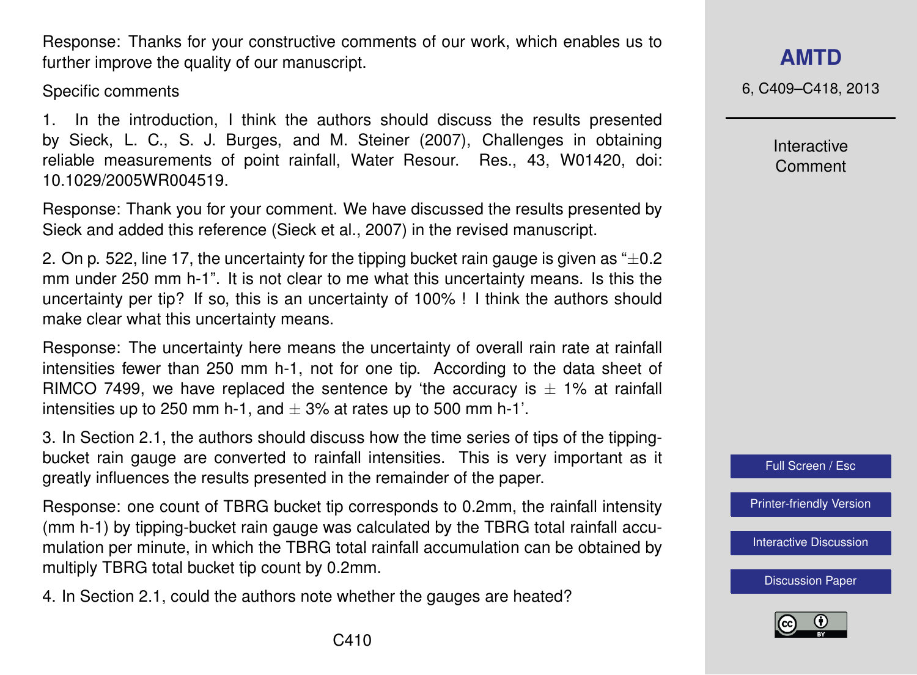Response: Thanks for your constructive comments of our work, which enables us to further improve the quality of our manuscript.

Specific comments

1. In the introduction, I think the authors should discuss the results presented by Sieck, L. C., S. J. Burges, and M. Steiner (2007), Challenges in obtaining reliable measurements of point rainfall, Water Resour. Res., 43, W01420, doi: 10.1029/2005WR004519.

Response: Thank you for your comment. We have discussed the results presented by Sieck and added this reference (Sieck et al., 2007) in the revised manuscript.

2. On p. 522, line 17, the uncertainty for the tipping bucket rain gauge is given as "±0.2 mm under 250 mm h-1". It is not clear to me what this uncertainty means. Is this the uncertainty per tip? If so, this is an uncertainty of 100% ! I think the authors should make clear what this uncertainty means.

Response: The uncertainty here means the uncertainty of overall rain rate at rainfall intensities fewer than 250 mm h-1, not for one tip. According to the data sheet of RIMCO 7499, we have replaced the sentence by 'the accuracy is ± 1% at rainfall intensities up to 250 mm h-1, and ± 3% at rates up to 500 mm h-1'.

3. In Section 2.1, the authors should discuss how the time series of tips of the tipping-bucket rain gauge are converted to rainfall intensities. This is very important as it greatly influences the results presented in the remainder of the paper.

Response: one count of TBRG bucket tip corresponds to 0.2mm, the rainfall intensity (mm h-1) by tipping-bucket rain gauge was calculated by the TBRG total rainfall accumulation per minute, in which the TBRG total rainfall accumulation can be obtained by multiply TBRG total bucket tip count by 0.2mm.

4. In Section 2.1, could the authors note whether the gauges are heated?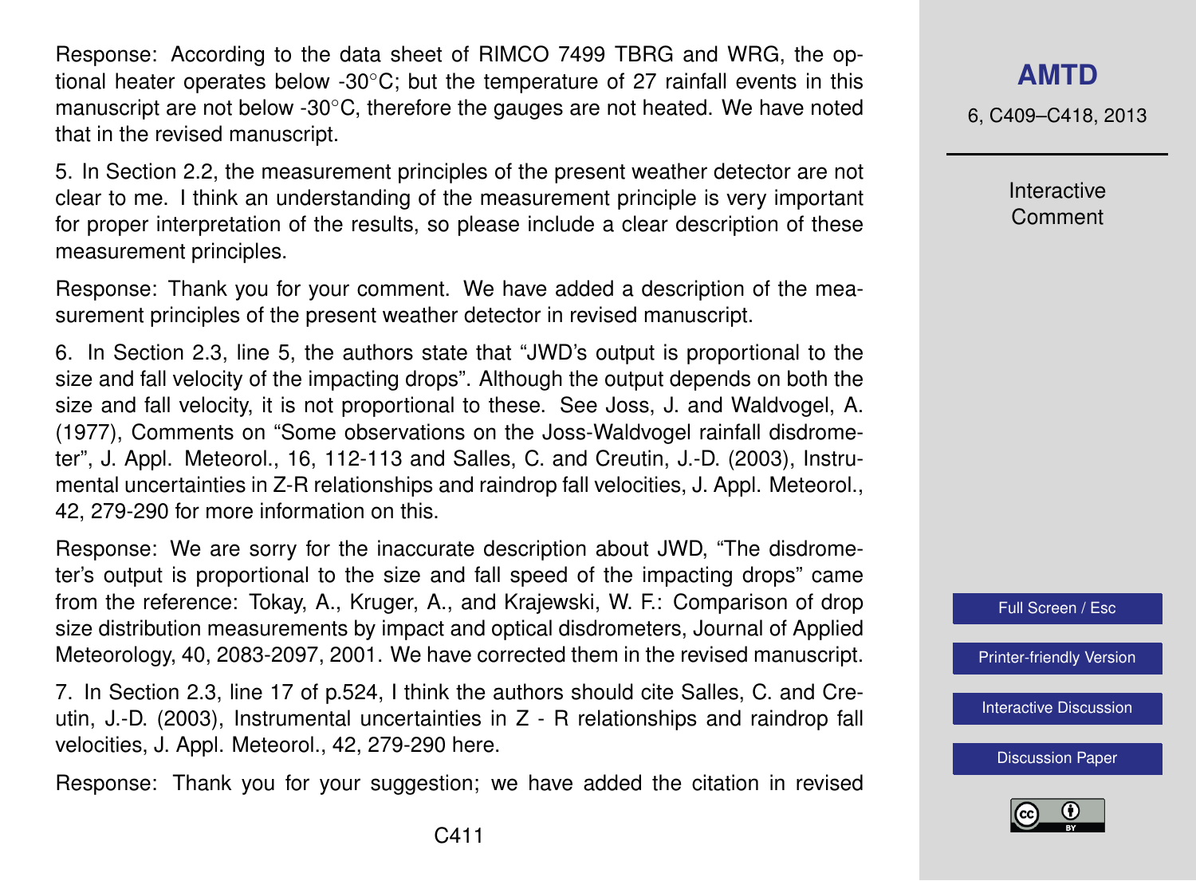Response: According to the data sheet of RIMCO 7499 TBRG and WRG, the optional heater operates below -30°C; but the temperature of 27 rainfall events in this manuscript are not below -30°C, therefore the gauges are not heated. We have noted that in the revised manuscript.

5. In Section 2.2, the measurement principles of the present weather detector are not clear to me. I think an understanding of the measurement principle is very important for proper interpretation of the results, so please include a clear description of these measurement principles.

Response: Thank you for your comment. We have added a description of the measurement principles of the present weather detector in revised manuscript.

6. In Section 2.3, line 5, the authors state that "JWD's output is proportional to the size and fall velocity of the impacting drops". Although the output depends on both the size and fall velocity, it is not proportional to these. See Joss, J. and Waldvogel, A. (1977), Comments on "Some observations on the Joss-Waldvogel rainfall disdrometer", J. Appl. Meteorol., 16, 112-113 and Salles, C. and Creutin, J.-D. (2003), Instrumental uncertainties in Z-R relationships and raindrop fall velocities, J. Appl. Meteorol., 42, 279-290 for more information on this.

Response: We are sorry for the inaccurate description about JWD, "The disdrometer's output is proportional to the size and fall speed of the impacting drops" came from the reference: Tokay, A., Kruger, A., and Krajewski, W. F.: Comparison of drop size distribution measurements by impact and optical disdrometers, Journal of Applied Meteorology, 40, 2083-2097, 2001. We have corrected them in the revised manuscript.

7. In Section 2.3, line 17 of p.524, I think the authors should cite Salles, C. and Creutin, J.-D. (2003), Instrumental uncertainties in Z - R relationships and raindrop fall velocities, J. Appl. Meteorol., 42, 279-290 here.

Response: Thank you for your suggestion; we have added the citation in revised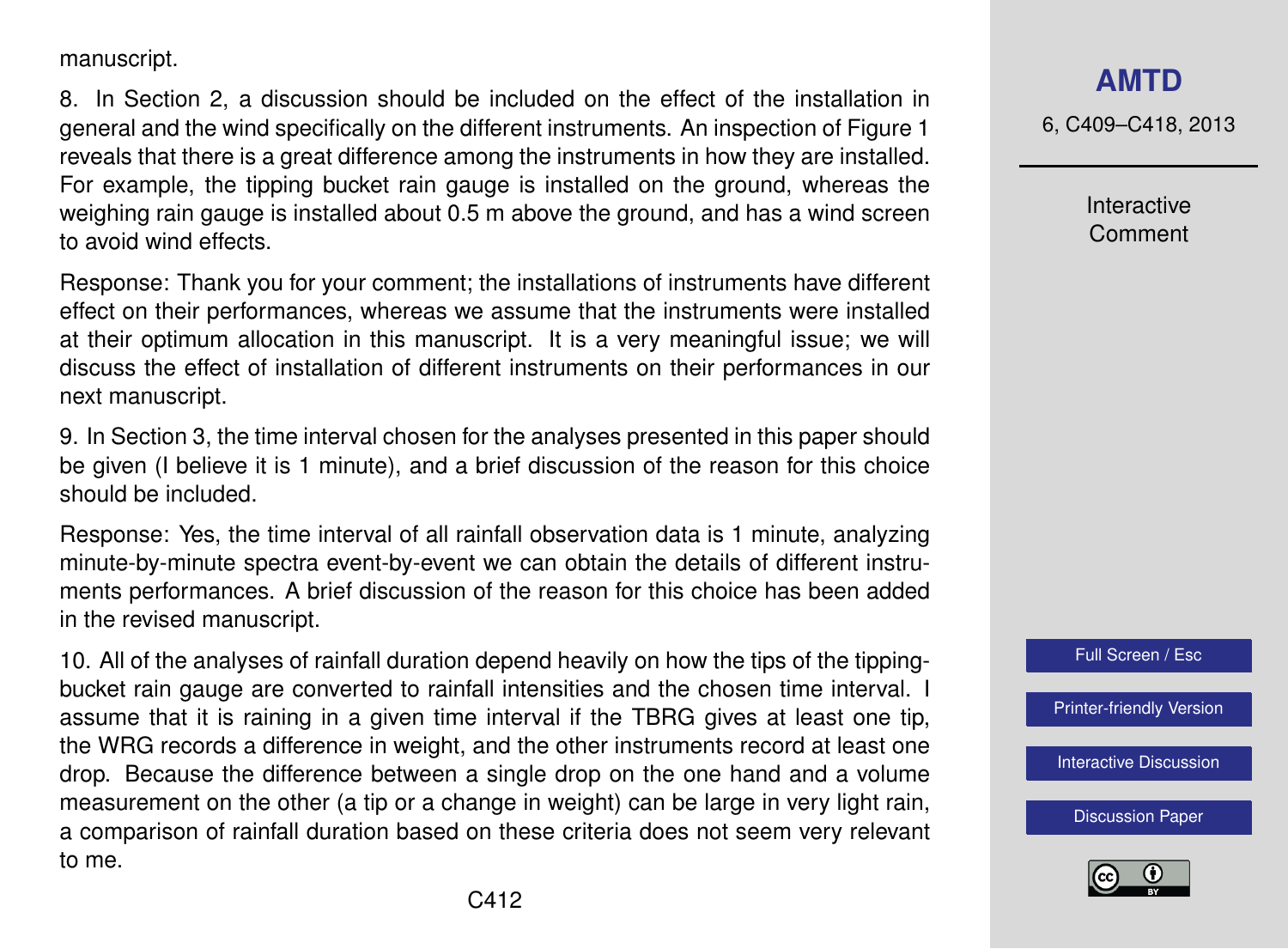manuscript.

8. In Section 2, a discussion should be included on the effect of the installation in general and the wind specifically on the different instruments. An inspection of Figure 1 reveals that there is a great difference among the instruments in how they are installed. For example, the tipping bucket rain gauge is installed on the ground, whereas the weighing rain gauge is installed about 0.5 m above the ground, and has a wind screen to avoid wind effects.

Response: Thank you for your comment; the installations of instruments have different effect on their performances, whereas we assume that the instruments were installed at their optimum allocation in this manuscript. It is a very meaningful issue; we will discuss the effect of installation of different instruments on their performances in our next manuscript.

9. In Section 3, the time interval chosen for the analyses presented in this paper should be given (I believe it is 1 minute), and a brief discussion of the reason for this choice should be included.

Response: Yes, the time interval of all rainfall observation data is 1 minute, analyzing minute-by-minute spectra event-by-event we can obtain the details of different instruments performances. A brief discussion of the reason for this choice has been added in the revised manuscript.

10. All of the analyses of rainfall duration depend heavily on how the tips of the tipping-bucket rain gauge are converted to rainfall intensities and the chosen time interval. I assume that it is raining in a given time interval if the TBRG gives at least one tip, the WRG records a difference in weight, and the other instruments record at least one drop. Because the difference between a single drop on the one hand and a volume measurement on the other (a tip or a change in weight) can be large in very light rain, a comparison of rainfall duration based on these criteria does not seem very relevant to me.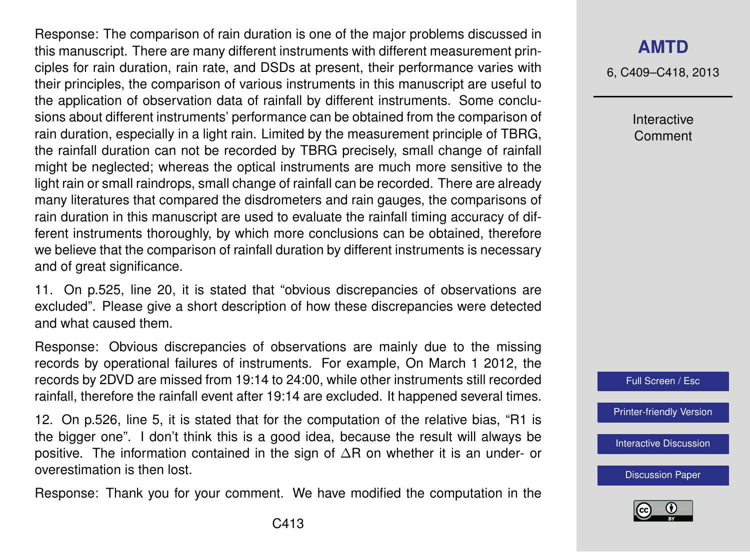Response: The comparison of rain duration is one of the major problems discussed in this manuscript. There are many different instruments with different measurement principles for rain duration, rain rate, and DSDs at present, their performance varies with their principles, the comparison of various instruments in this manuscript are useful to the application of observation data of rainfall by different instruments. Some conclusions about different instruments' performance can be obtained from the comparison of rain duration, especially in a light rain. Limited by the measurement principle of TBRG, the rainfall duration can not be recorded by TBRG precisely, small change of rainfall might be neglected; whereas the optical instruments are much more sensitive to the light rain or small raindrops, small change of rainfall can be recorded. There are already many literatures that compared the disdrometers and rain gauges, the comparisons of rain duration in this manuscript are used to evaluate the rainfall timing accuracy of different instruments thoroughly, by which more conclusions can be obtained, therefore we believe that the comparison of rainfall duration by different instruments is necessary and of great significance.

11. On p.525, line 20, it is stated that "obvious discrepancies of observations are excluded". Please give a short description of how these discrepancies were detected and what caused them.

Response: Obvious discrepancies of observations are mainly due to the missing records by operational failures of instruments. For example, On March 1 2012, the records by 2DVD are missed from 19:14 to 24:00, while other instruments still recorded rainfall, therefore the rainfall event after 19:14 are excluded. It happened several times.

12. On p.526, line 5, it is stated that for the computation of the relative bias, "R1 is the bigger one". I don't think this is a good idea, because the result will always be positive. The information contained in the sign of $\Delta R$ on whether it is an under- or overestimation is then lost.

Response: Thank you for your comment. We have modified the computation in the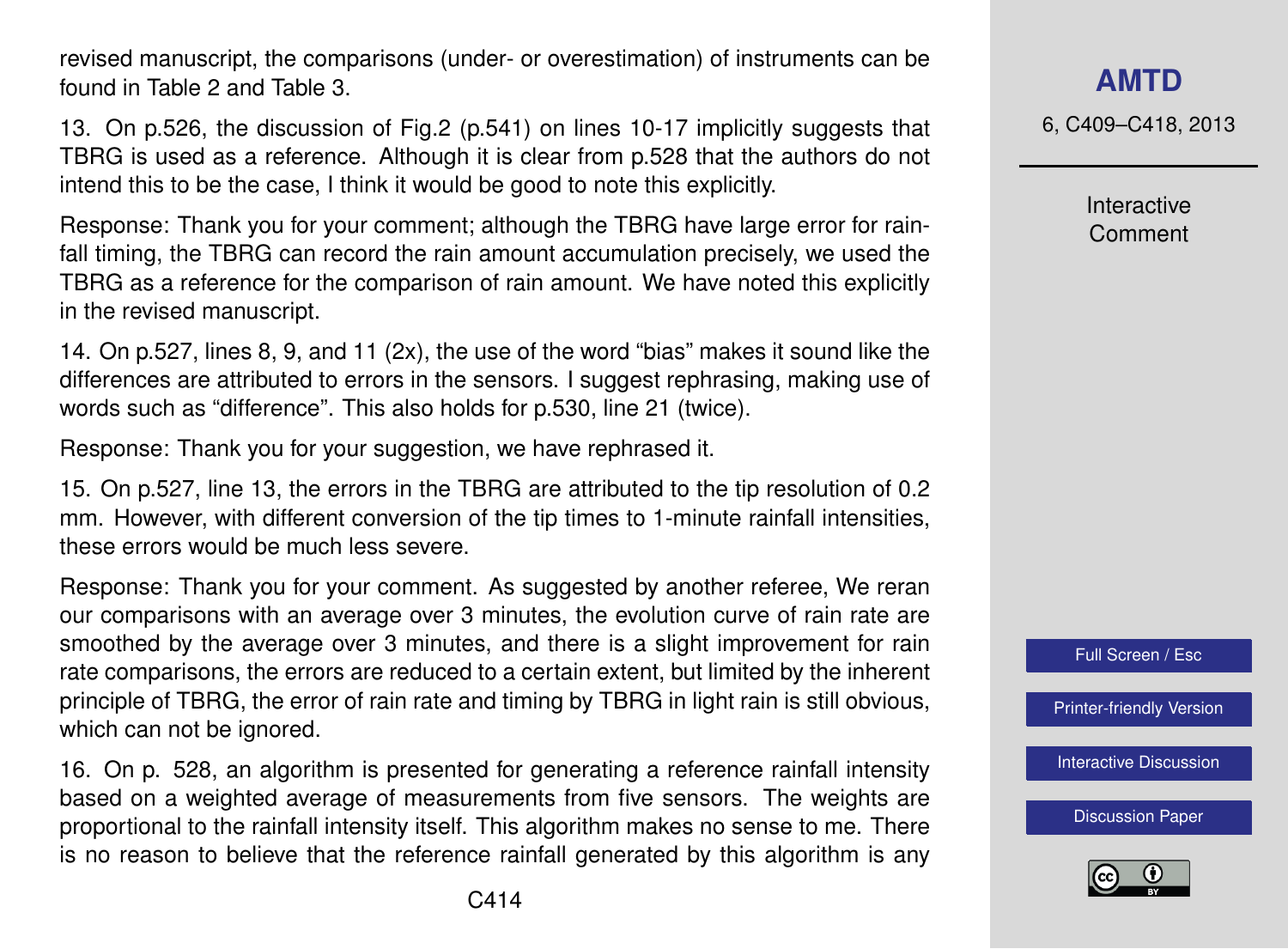revised manuscript, the comparisons (under- or overestimation) of instruments can be found in Table 2 and Table 3.

13. On p.526, the discussion of Fig.2 (p.541) on lines 10-17 implicitly suggests that TBRG is used as a reference. Although it is clear from p.528 that the authors do not intend this to be the case, I think it would be good to note this explicitly.

Response: Thank you for your comment; although the TBRG have large error for rainfall timing, the TBRG can record the rain amount accumulation precisely, we used the TBRG as a reference for the comparison of rain amount. We have noted this explicitly in the revised manuscript.

14. On p.527, lines 8, 9, and 11 (2x), the use of the word "bias" makes it sound like the differences are attributed to errors in the sensors. I suggest rephrasing, making use of words such as "difference". This also holds for p.530, line 21 (twice).

Response: Thank you for your suggestion, we have rephrased it.

15. On p.527, line 13, the errors in the TBRG are attributed to the tip resolution of 0.2 mm. However, with different conversion of the tip times to 1-minute rainfall intensities, these errors would be much less severe.

Response: Thank you for your comment. As suggested by another referee, We reran our comparisons with an average over 3 minutes, the evolution curve of rain rate are smoothed by the average over 3 minutes, and there is a slight improvement for rain rate comparisons, the errors are reduced to a certain extent, but limited by the inherent principle of TBRG, the error of rain rate and timing by TBRG in light rain is still obvious, which can not be ignored.

16. On p. 528, an algorithm is presented for generating a reference rainfall intensity based on a weighted average of measurements from five sensors. The weights are proportional to the rainfall intensity itself. This algorithm makes no sense to me. There is no reason to believe that the reference rainfall generated by this algorithm is any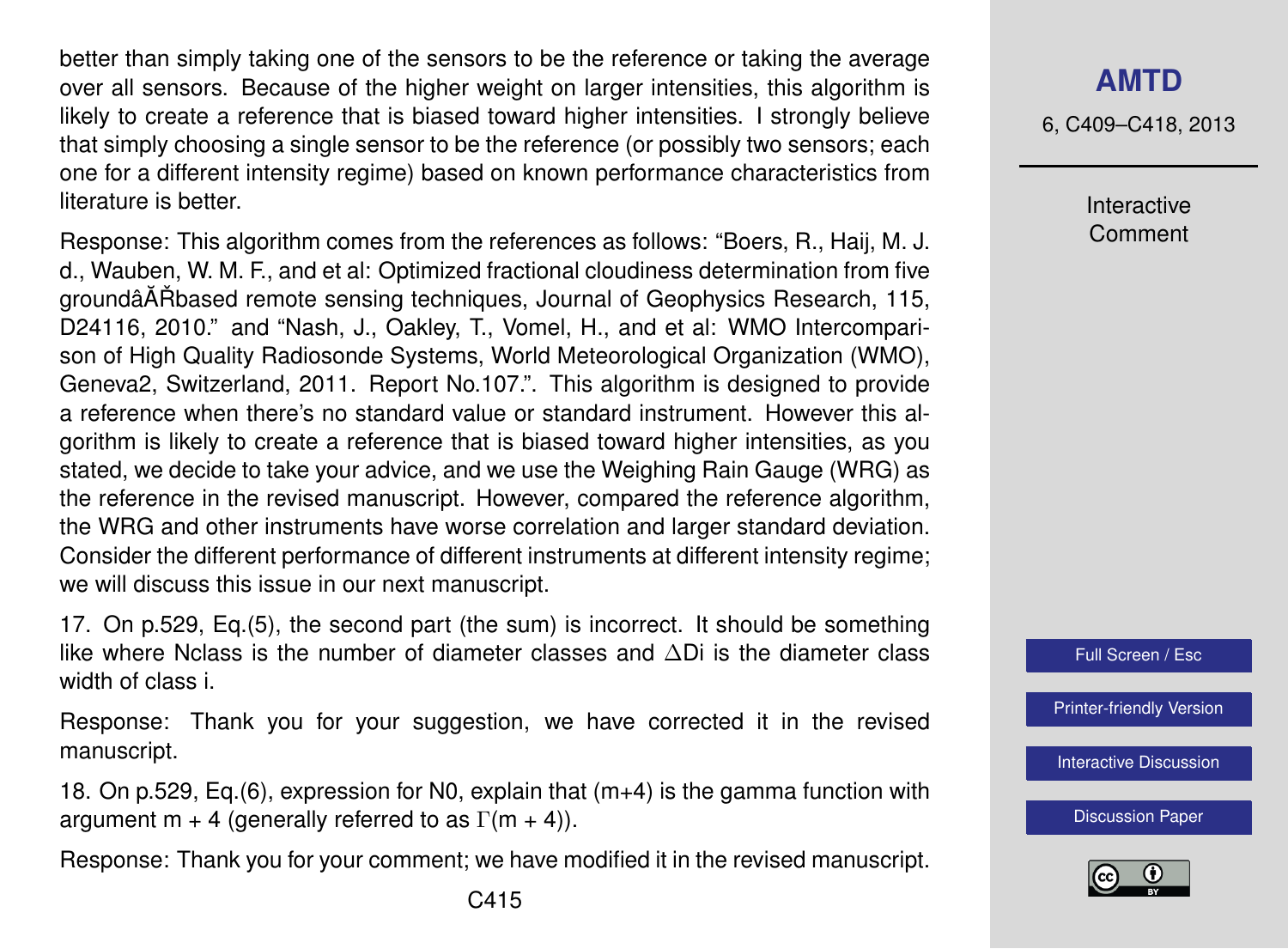better than simply taking one of the sensors to be the reference or taking the average over all sensors. Because of the higher weight on larger intensities, this algorithm is likely to create a reference that is biased toward higher intensities. I strongly believe that simply choosing a single sensor to be the reference (or possibly two sensors; each one for a different intensity regime) based on known performance characteristics from literature is better.

Response: This algorithm comes from the references as follows: "Boers, R., Haij, M. J. d., Wauben, W. M. F., and et al: Optimized fractional cloudiness determination from five groundâĂŘbased remote sensing techniques, Journal of Geophysics Research, 115, D24116, 2010." and "Nash, J., Oakley, T., Vomel, H., and et al: WMO Intercomparison of High Quality Radiosonde Systems, World Meteorological Organization (WMO), Geneva2, Switzerland, 2011. Report No.107.". This algorithm is designed to provide a reference when there's no standard value or standard instrument. However this algorithm is likely to create a reference that is biased toward higher intensities, as you stated, we decide to take your advice, and we use the Weighing Rain Gauge (WRG) as the reference in the revised manuscript. However, compared the reference algorithm, the WRG and other instruments have worse correlation and larger standard deviation. Consider the different performance of different instruments at different intensity regime; we will discuss this issue in our next manuscript.

17. On p.529, Eq.(5), the second part (the sum) is incorrect. It should be something like where Nclass is the number of diameter classes and $\Delta Di$ is the diameter class width of class i.

Response: Thank you for your suggestion, we have corrected it in the revised manuscript.

18. On p.529, Eq.(6), expression for N0, explain that (m+4) is the gamma function with argument m + 4 (generally referred to as $\Gamma(m + 4)$).

Response: Thank you for your comment; we have modified it in the revised manuscript.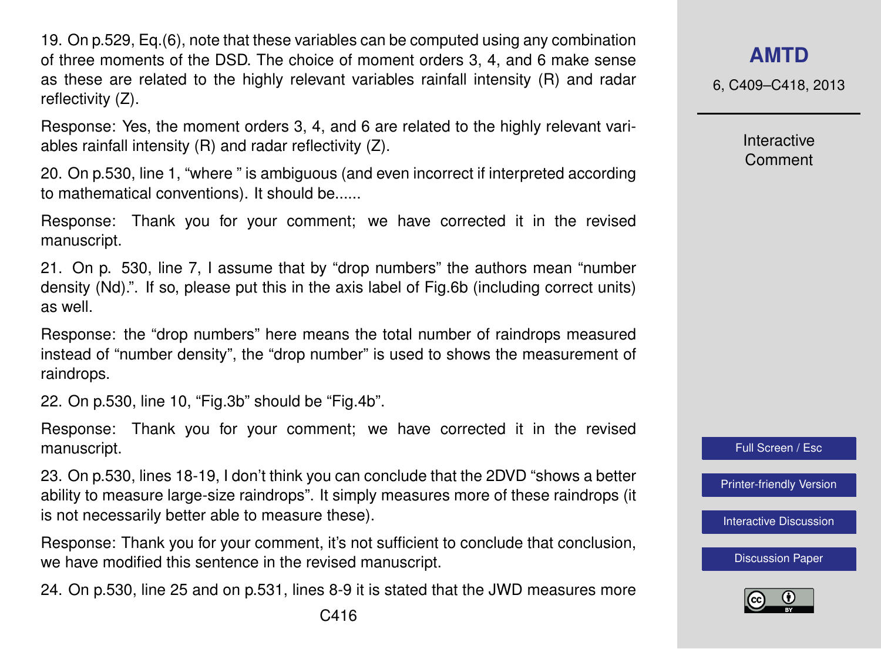19. On p.529, Eq.(6), note that these variables can be computed using any combination of three moments of the DSD. The choice of moment orders 3, 4, and 6 make sense as these are related to the highly relevant variables rainfall intensity (R) and radar reflectivity (Z).

Response: Yes, the moment orders 3, 4, and 6 are related to the highly relevant variables rainfall intensity (R) and radar reflectivity (Z).

20. On p.530, line 1, "where " is ambiguous (and even incorrect if interpreted according to mathematical conventions). It should be......

Response: Thank you for your comment; we have corrected it in the revised manuscript.

21. On p. 530, line 7, I assume that by "drop numbers" the authors mean "number density (Nd).". If so, please put this in the axis label of Fig.6b (including correct units) as well.

Response: the "drop numbers" here means the total number of raindrops measured instead of "number density", the "drop number" is used to shows the measurement of raindrops.

22. On p.530, line 10, "Fig.3b" should be "Fig.4b".

Response: Thank you for your comment; we have corrected it in the revised manuscript.

23. On p.530, lines 18-19, I don't think you can conclude that the 2DVD "shows a better ability to measure large-size raindrops". It simply measures more of these raindrops (it is not necessarily better able to measure these).

Response: Thank you for your comment, it's not sufficient to conclude that conclusion, we have modified this sentence in the revised manuscript.

24. On p.530, line 25 and on p.531, lines 8-9 it is stated that the JWD measures more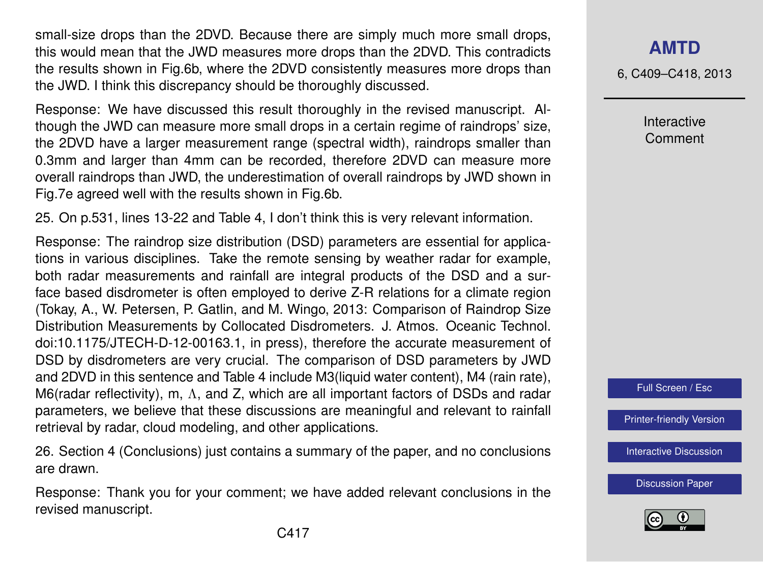small-size drops than the 2DVD. Because there are simply much more small drops, this would mean that the JWD measures more drops than the 2DVD. This contradicts the results shown in Fig.6b, where the 2DVD consistently measures more drops than the JWD. I think this discrepancy should be thoroughly discussed.

Response: We have discussed this result thoroughly in the revised manuscript. Although the JWD can measure more small drops in a certain regime of raindrops' size, the 2DVD have a larger measurement range (spectral width), raindrops smaller than 0.3mm and larger than 4mm can be recorded, therefore 2DVD can measure more overall raindrops than JWD, the underestimation of overall raindrops by JWD shown in Fig.7e agreed well with the results shown in Fig.6b.

25. On p.531, lines 13-22 and Table 4, I don't think this is very relevant information.

Response: The raindrop size distribution (DSD) parameters are essential for applications in various disciplines. Take the remote sensing by weather radar for example, both radar measurements and rainfall are integral products of the DSD and a surface based disdrometer is often employed to derive Z-R relations for a climate region (Tokay, A., W. Petersen, P. Gatlin, and M. Wingo, 2013: Comparison of Raindrop Size Distribution Measurements by Collocated Disdrometers. J. Atmos. Oceanic Technol. doi:10.1175/JTECH-D-12-00163.1, in press), therefore the accurate measurement of DSD by disdrometers are very crucial. The comparison of DSD parameters by JWD and 2DVD in this sentence and Table 4 include M3(liquid water content), M4 (rain rate), M6(radar reflectivity), m, $\Lambda$, and Z, which are all important factors of DSDs and radar parameters, we believe that these discussions are meaningful and relevant to rainfall retrieval by radar, cloud modeling, and other applications.

26. Section 4 (Conclusions) just contains a summary of the paper, and no conclusions are drawn.

Response: Thank you for your comment; we have added relevant conclusions in the revised manuscript.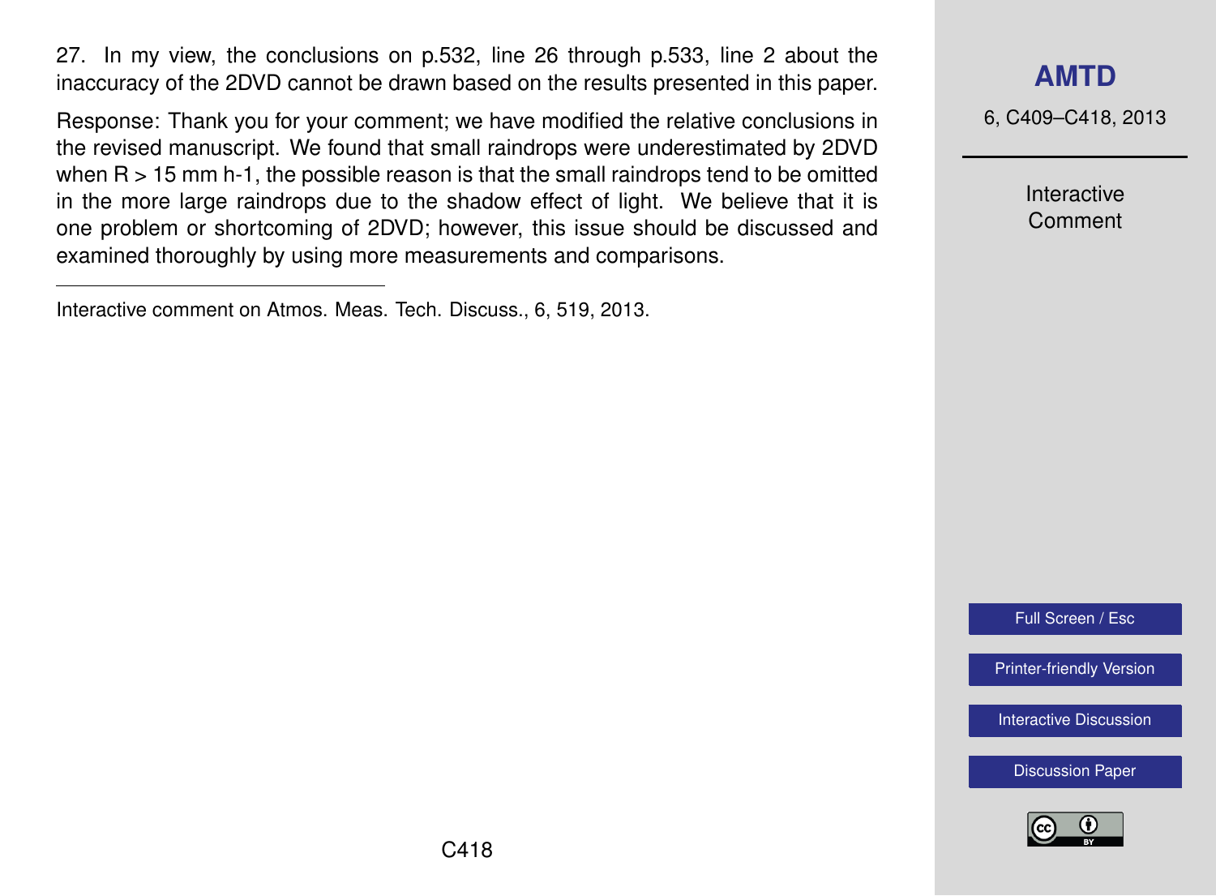27. In my view, the conclusions on p.532, line 26 through p.533, line 2 about the inaccuracy of the 2DVD cannot be drawn based on the results presented in this paper.

Response: Thank you for your comment; we have modified the relative conclusions in the revised manuscript. We found that small raindrops were underestimated by 2DVD when R > 15 mm h-1, the possible reason is that the small raindrops tend to be omitted in the more large raindrops due to the shadow effect of light. We believe that it is one problem or shortcoming of 2DVD; however, this issue should be discussed and examined thoroughly by using more measurements and comparisons.

---

Interactive comment on Atmos. Meas. Tech. Discuss., 6, 519, 2013.